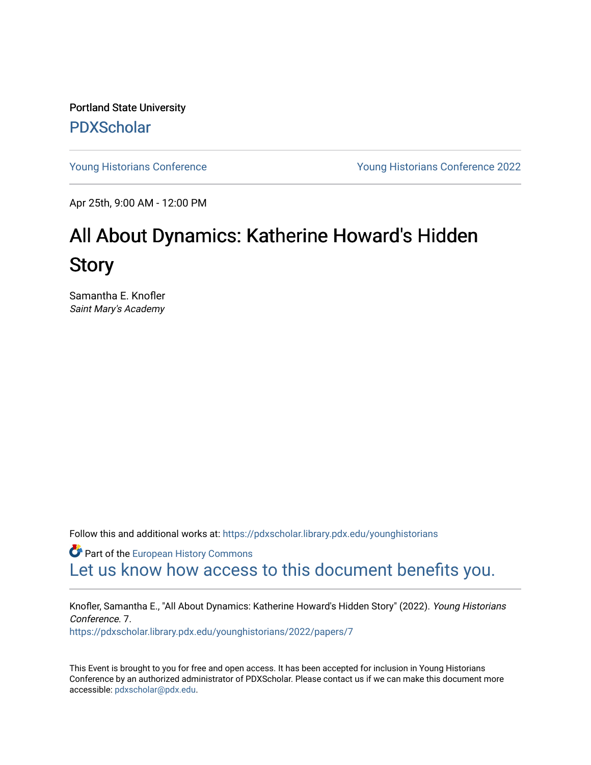Portland State University

PDXScholar

Young Historians Conference | Young Historians Conference 2022

Apr 25th, 9:00 AM - 12:00 PM

# All About Dynamics: Katherine Howard's Hidden Story

Samantha E. Knofler
*Saint Mary's Academy*

Follow this and additional works at: https://pdxscholar.library.pdx.edu/younghistorians

Part of the European History Commons

Let us know how access to this document benefits you.

Knofler, Samantha E., "All About Dynamics: Katherine Howard's Hidden Story" (2022). *Young Historians Conference*. 7.
https://pdxscholar.library.pdx.edu/younghistorians/2022/papers/7

This Event is brought to you for free and open access. It has been accepted for inclusion in Young Historians Conference by an authorized administrator of PDXScholar. Please contact us if we can make this document more accessible: pdxscholar@pdx.edu.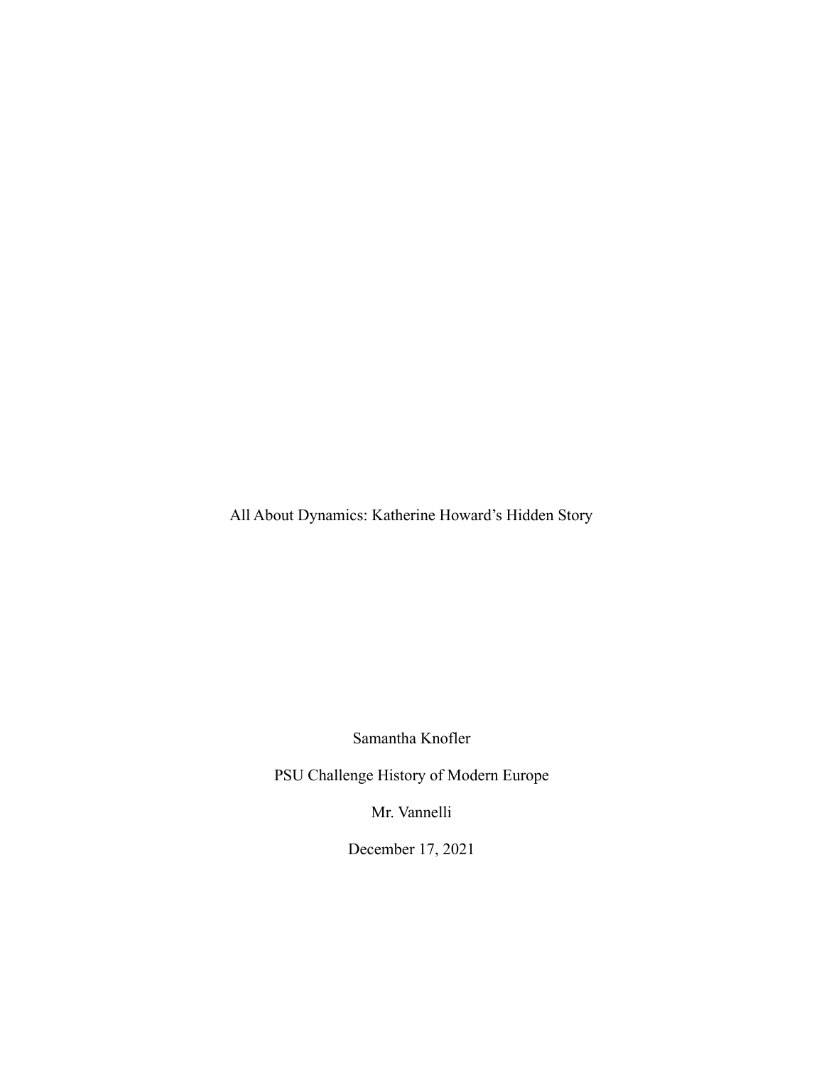# All About Dynamics: Katherine Howard's Hidden Story

Samantha Knofler

PSU Challenge History of Modern Europe

Mr. Vannelli

December 17, 2021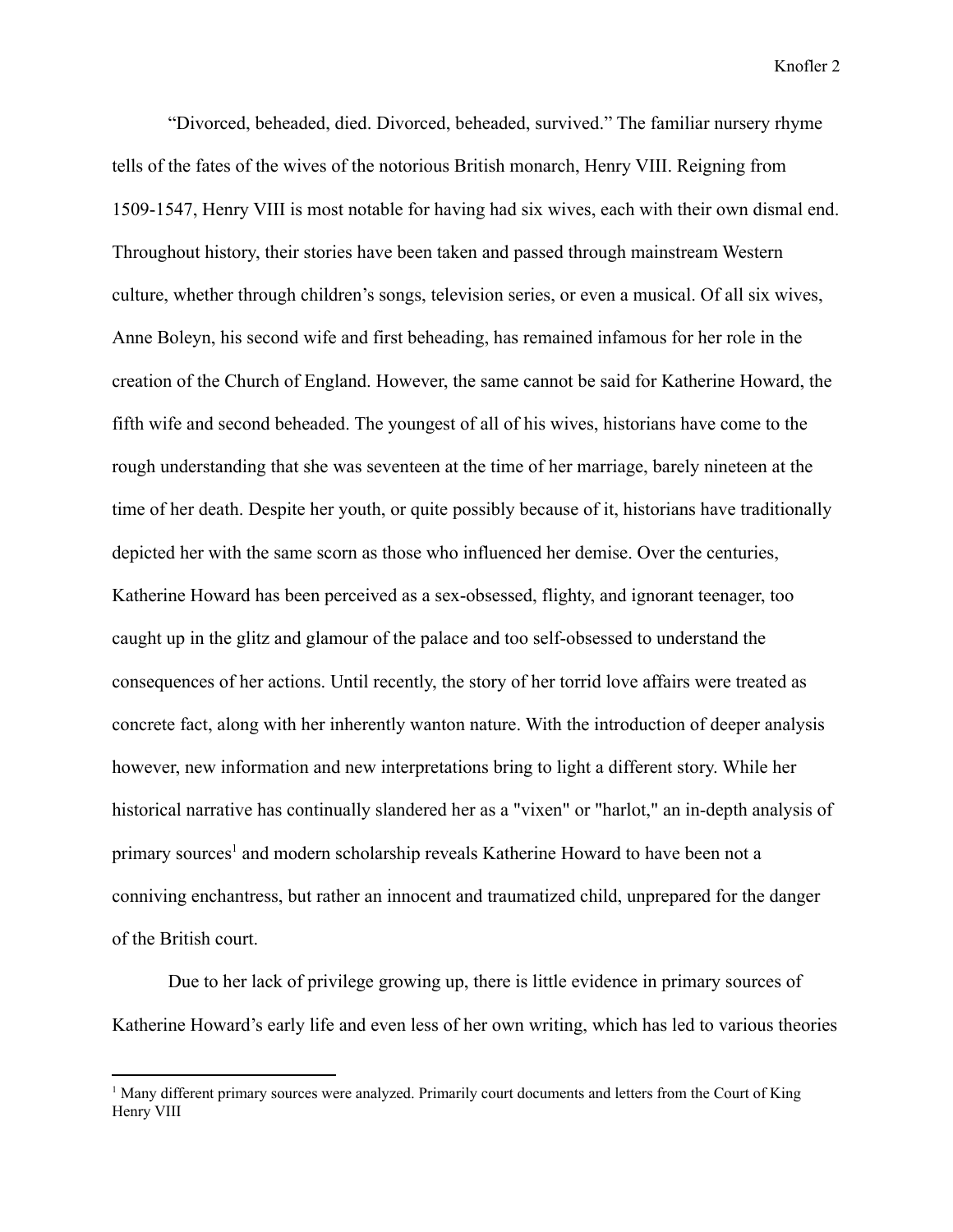"Divorced, beheaded, died. Divorced, beheaded, survived." The familiar nursery rhyme tells of the fates of the wives of the notorious British monarch, Henry VIII. Reigning from 1509-1547, Henry VIII is most notable for having had six wives, each with their own dismal end. Throughout history, their stories have been taken and passed through mainstream Western culture, whether through children's songs, television series, or even a musical. Of all six wives, Anne Boleyn, his second wife and first beheading, has remained infamous for her role in the creation of the Church of England. However, the same cannot be said for Katherine Howard, the fifth wife and second beheaded. The youngest of all of his wives, historians have come to the rough understanding that she was seventeen at the time of her marriage, barely nineteen at the time of her death. Despite her youth, or quite possibly because of it, historians have traditionally depicted her with the same scorn as those who influenced her demise. Over the centuries, Katherine Howard has been perceived as a sex-obsessed, flighty, and ignorant teenager, too caught up in the glitz and glamour of the palace and too self-obsessed to understand the consequences of her actions. Until recently, the story of her torrid love affairs were treated as concrete fact, along with her inherently wanton nature. With the introduction of deeper analysis however, new information and new interpretations bring to light a different story. While her historical narrative has continually slandered her as a "vixen" or "harlot," an in-depth analysis of primary sources[1] and modern scholarship reveals Katherine Howard to have been not a conniving enchantress, but rather an innocent and traumatized child, unprepared for the danger of the British court.

Due to her lack of privilege growing up, there is little evidence in primary sources of Katherine Howard's early life and even less of her own writing, which has led to various theories

[1] Many different primary sources were analyzed. Primarily court documents and letters from the Court of King Henry VIII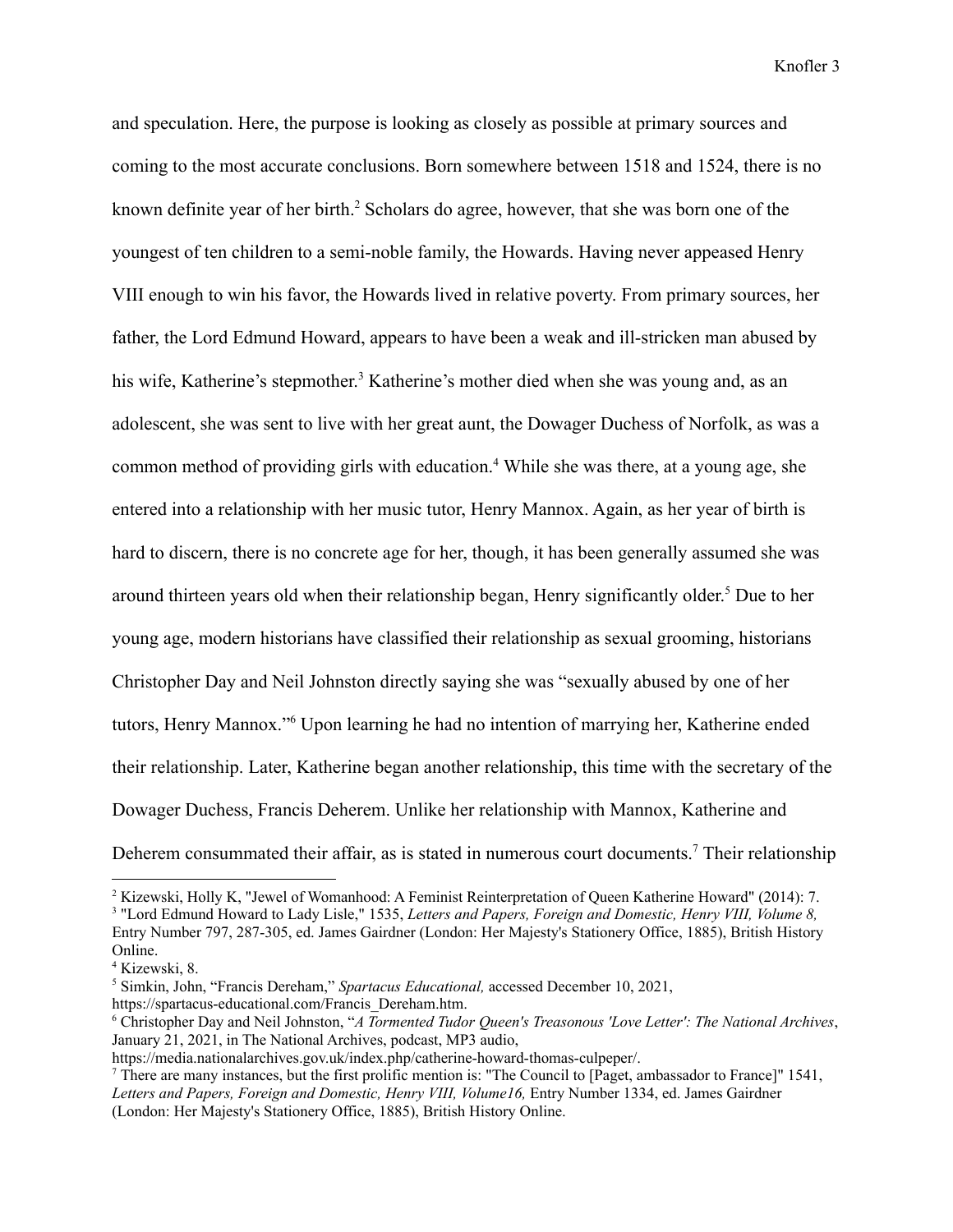and speculation. Here, the purpose is looking as closely as possible at primary sources and coming to the most accurate conclusions. Born somewhere between 1518 and 1524, there is no known definite year of her birth.[2] Scholars do agree, however, that she was born one of the youngest of ten children to a semi-noble family, the Howards. Having never appeased Henry VIII enough to win his favor, the Howards lived in relative poverty. From primary sources, her father, the Lord Edmund Howard, appears to have been a weak and ill-stricken man abused by his wife, Katherine's stepmother.[3] Katherine's mother died when she was young and, as an adolescent, she was sent to live with her great aunt, the Dowager Duchess of Norfolk, as was a common method of providing girls with education.[4] While she was there, at a young age, she entered into a relationship with her music tutor, Henry Mannox. Again, as her year of birth is hard to discern, there is no concrete age for her, though, it has been generally assumed she was around thirteen years old when their relationship began, Henry significantly older.[5] Due to her young age, modern historians have classified their relationship as sexual grooming, historians Christopher Day and Neil Johnston directly saying she was "sexually abused by one of her tutors, Henry Mannox."[6] Upon learning he had no intention of marrying her, Katherine ended their relationship. Later, Katherine began another relationship, this time with the secretary of the Dowager Duchess, Francis Deherem. Unlike her relationship with Mannox, Katherine and Deherem consummated their affair, as is stated in numerous court documents.[7] Their relationship

---

[2] Kizewski, Holly K, "Jewel of Womanhood: A Feminist Reinterpretation of Queen Katherine Howard" (2014): 7.

[3] "Lord Edmund Howard to Lady Lisle," 1535, *Letters and Papers, Foreign and Domestic, Henry VIII, Volume 8,* Entry Number 797, 287-305, ed. James Gairdner (London: Her Majesty's Stationery Office, 1885), British History Online.

[4] Kizewski, 8.

[5] Simkin, John, "Francis Dereham," *Spartacus Educational,* accessed December 10, 2021, https://spartacus-educational.com/Francis_Dereham.htm.

[6] Christopher Day and Neil Johnston, "*A Tormented Tudor Queen's Treasonous 'Love Letter': The National Archives*, January 21, 2021, in The National Archives, podcast, MP3 audio, https://media.nationalarchives.gov.uk/index.php/catherine-howard-thomas-culpeper/.

[7] There are many instances, but the first prolific mention is: "The Council to [Paget, ambassador to France]" 1541, *Letters and Papers, Foreign and Domestic, Henry VIII, Volume16,* Entry Number 1334, ed. James Gairdner (London: Her Majesty's Stationery Office, 1885), British History Online.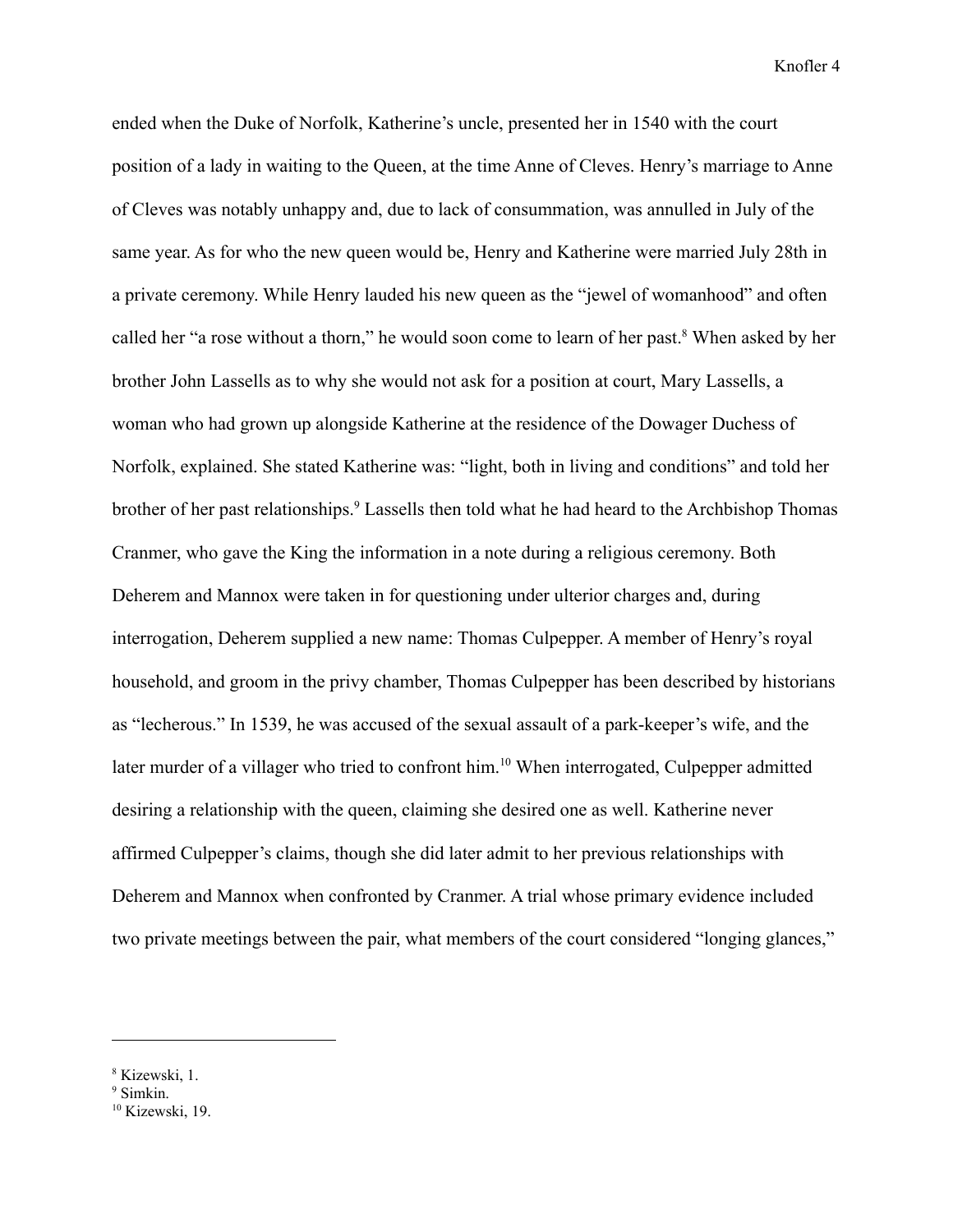ended when the Duke of Norfolk, Katherine's uncle, presented her in 1540 with the court position of a lady in waiting to the Queen, at the time Anne of Cleves. Henry's marriage to Anne of Cleves was notably unhappy and, due to lack of consummation, was annulled in July of the same year. As for who the new queen would be, Henry and Katherine were married July 28th in a private ceremony. While Henry lauded his new queen as the "jewel of womanhood" and often called her "a rose without a thorn," he would soon come to learn of her past.[8] When asked by her brother John Lassells as to why she would not ask for a position at court, Mary Lassells, a woman who had grown up alongside Katherine at the residence of the Dowager Duchess of Norfolk, explained. She stated Katherine was: "light, both in living and conditions" and told her brother of her past relationships.[9] Lassells then told what he had heard to the Archbishop Thomas Cranmer, who gave the King the information in a note during a religious ceremony. Both Deherem and Mannox were taken in for questioning under ulterior charges and, during interrogation, Deherem supplied a new name: Thomas Culpepper. A member of Henry's royal household, and groom in the privy chamber, Thomas Culpepper has been described by historians as "lecherous." In 1539, he was accused of the sexual assault of a park-keeper's wife, and the later murder of a villager who tried to confront him.[10] When interrogated, Culpepper admitted desiring a relationship with the queen, claiming she desired one as well. Katherine never affirmed Culpepper's claims, though she did later admit to her previous relationships with Deherem and Mannox when confronted by Cranmer. A trial whose primary evidence included two private meetings between the pair, what members of the court considered "longing glances,"

---

[8] Kizewski, 1.

[9] Simkin.

[10] Kizewski, 19.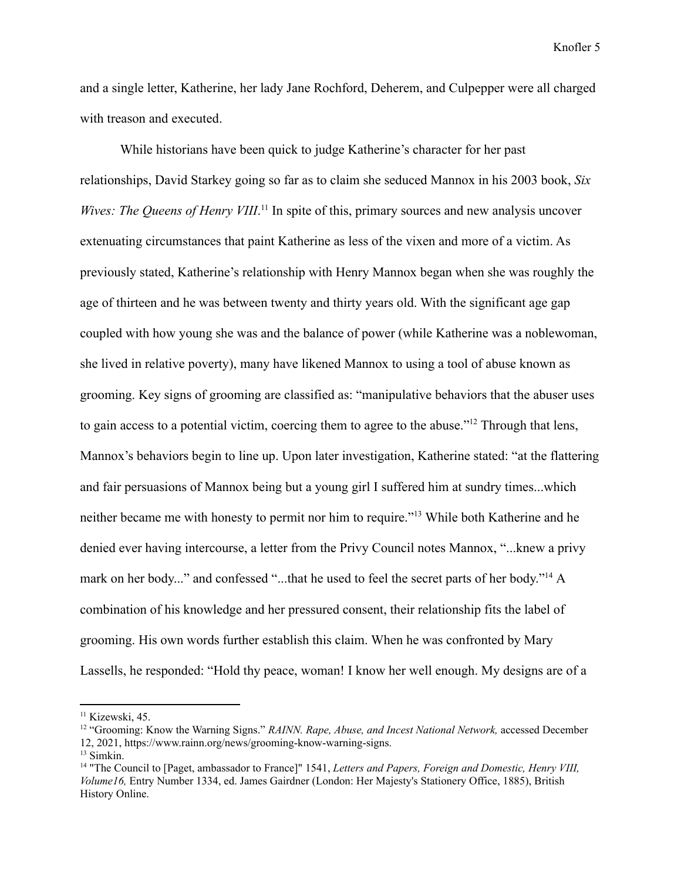and a single letter, Katherine, her lady Jane Rochford, Deherem, and Culpepper were all charged with treason and executed.

While historians have been quick to judge Katherine's character for her past relationships, David Starkey going so far as to claim she seduced Mannox in his 2003 book, *Six Wives: The Queens of Henry VIII*.[11] In spite of this, primary sources and new analysis uncover extenuating circumstances that paint Katherine as less of the vixen and more of a victim. As previously stated, Katherine's relationship with Henry Mannox began when she was roughly the age of thirteen and he was between twenty and thirty years old. With the significant age gap coupled with how young she was and the balance of power (while Katherine was a noblewoman, she lived in relative poverty), many have likened Mannox to using a tool of abuse known as grooming. Key signs of grooming are classified as: "manipulative behaviors that the abuser uses to gain access to a potential victim, coercing them to agree to the abuse."[12] Through that lens, Mannox's behaviors begin to line up. Upon later investigation, Katherine stated: "at the flattering and fair persuasions of Mannox being but a young girl I suffered him at sundry times...which neither became me with honesty to permit nor him to require."[13] While both Katherine and he denied ever having intercourse, a letter from the Privy Council notes Mannox, "...knew a privy mark on her body..." and confessed "...that he used to feel the secret parts of her body."[14] A combination of his knowledge and her pressured consent, their relationship fits the label of grooming. His own words further establish this claim. When he was confronted by Mary Lassells, he responded: "Hold thy peace, woman! I know her well enough. My designs are of a

---

[11] Kizewski, 45.

[12] "Grooming: Know the Warning Signs." *RAINN. Rape, Abuse, and Incest National Network,* accessed December 12, 2021, https://www.rainn.org/news/grooming-know-warning-signs.

[13] Simkin.

[14] "The Council to [Paget, ambassador to France]" 1541, *Letters and Papers, Foreign and Domestic, Henry VIII, Volume16,* Entry Number 1334, ed. James Gairdner (London: Her Majesty's Stationery Office, 1885), British History Online.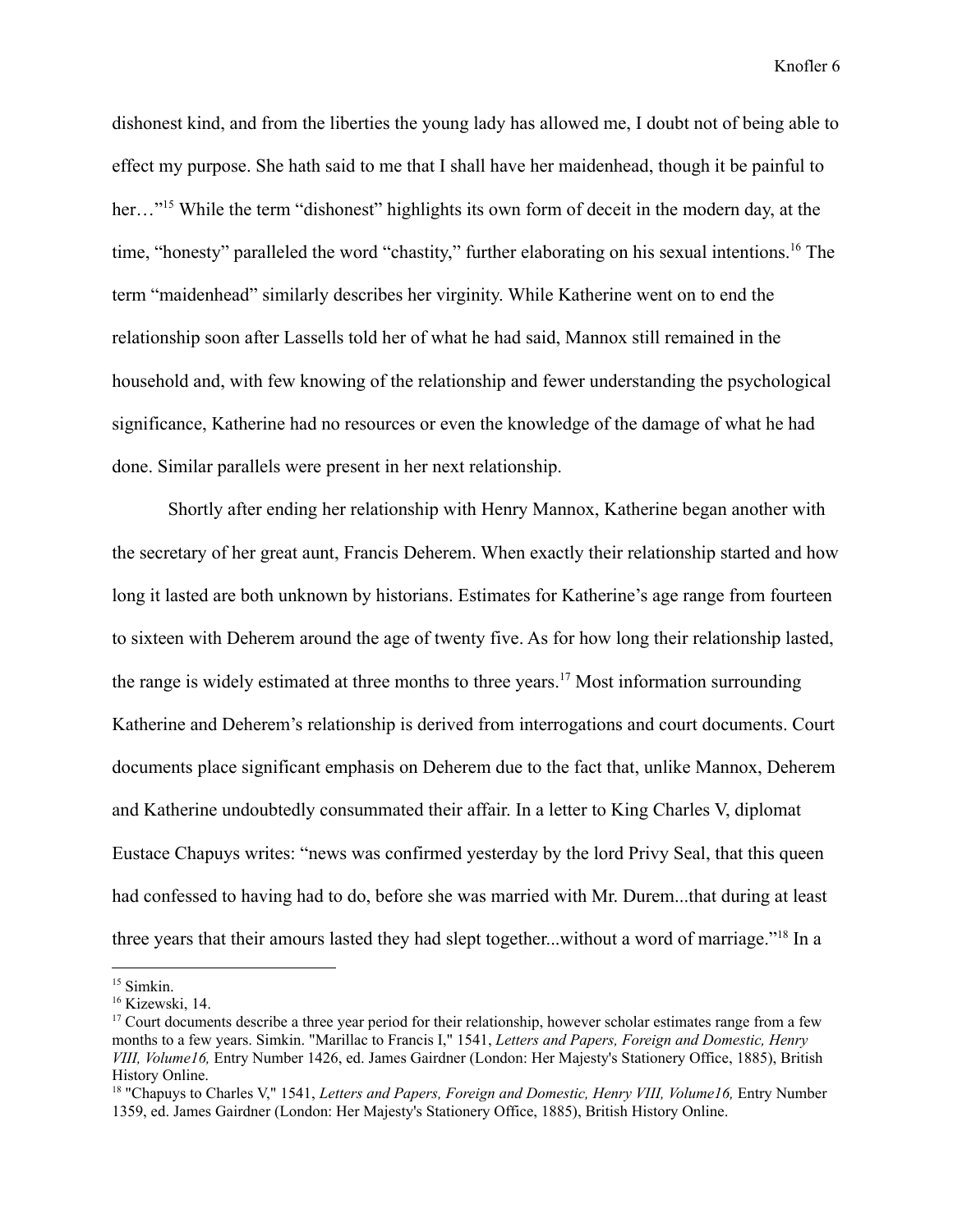dishonest kind, and from the liberties the young lady has allowed me, I doubt not of being able to effect my purpose. She hath said to me that I shall have her maidenhead, though it be painful to her…"[15] While the term "dishonest" highlights its own form of deceit in the modern day, at the time, "honesty" paralleled the word "chastity," further elaborating on his sexual intentions.[16] The term "maidenhead" similarly describes her virginity. While Katherine went on to end the relationship soon after Lassells told her of what he had said, Mannox still remained in the household and, with few knowing of the relationship and fewer understanding the psychological significance, Katherine had no resources or even the knowledge of the damage of what he had done. Similar parallels were present in her next relationship.

Shortly after ending her relationship with Henry Mannox, Katherine began another with the secretary of her great aunt, Francis Deherem. When exactly their relationship started and how long it lasted are both unknown by historians. Estimates for Katherine's age range from fourteen to sixteen with Deherem around the age of twenty five. As for how long their relationship lasted, the range is widely estimated at three months to three years.[17] Most information surrounding Katherine and Deherem's relationship is derived from interrogations and court documents. Court documents place significant emphasis on Deherem due to the fact that, unlike Mannox, Deherem and Katherine undoubtedly consummated their affair. In a letter to King Charles V, diplomat Eustace Chapuys writes: "news was confirmed yesterday by the lord Privy Seal, that this queen had confessed to having had to do, before she was married with Mr. Durem...that during at least three years that their amours lasted they had slept together...without a word of marriage."[18] In a

---

[15] Simkin.

[16] Kizewski, 14.

[17] Court documents describe a three year period for their relationship, however scholar estimates range from a few months to a few years. Simkin. "Marillac to Francis I," 1541, *Letters and Papers, Foreign and Domestic, Henry VIII, Volume16,* Entry Number 1426, ed. James Gairdner (London: Her Majesty's Stationery Office, 1885), British History Online.

[18] "Chapuys to Charles V," 1541, *Letters and Papers, Foreign and Domestic, Henry VIII, Volume16,* Entry Number 1359, ed. James Gairdner (London: Her Majesty's Stationery Office, 1885), British History Online.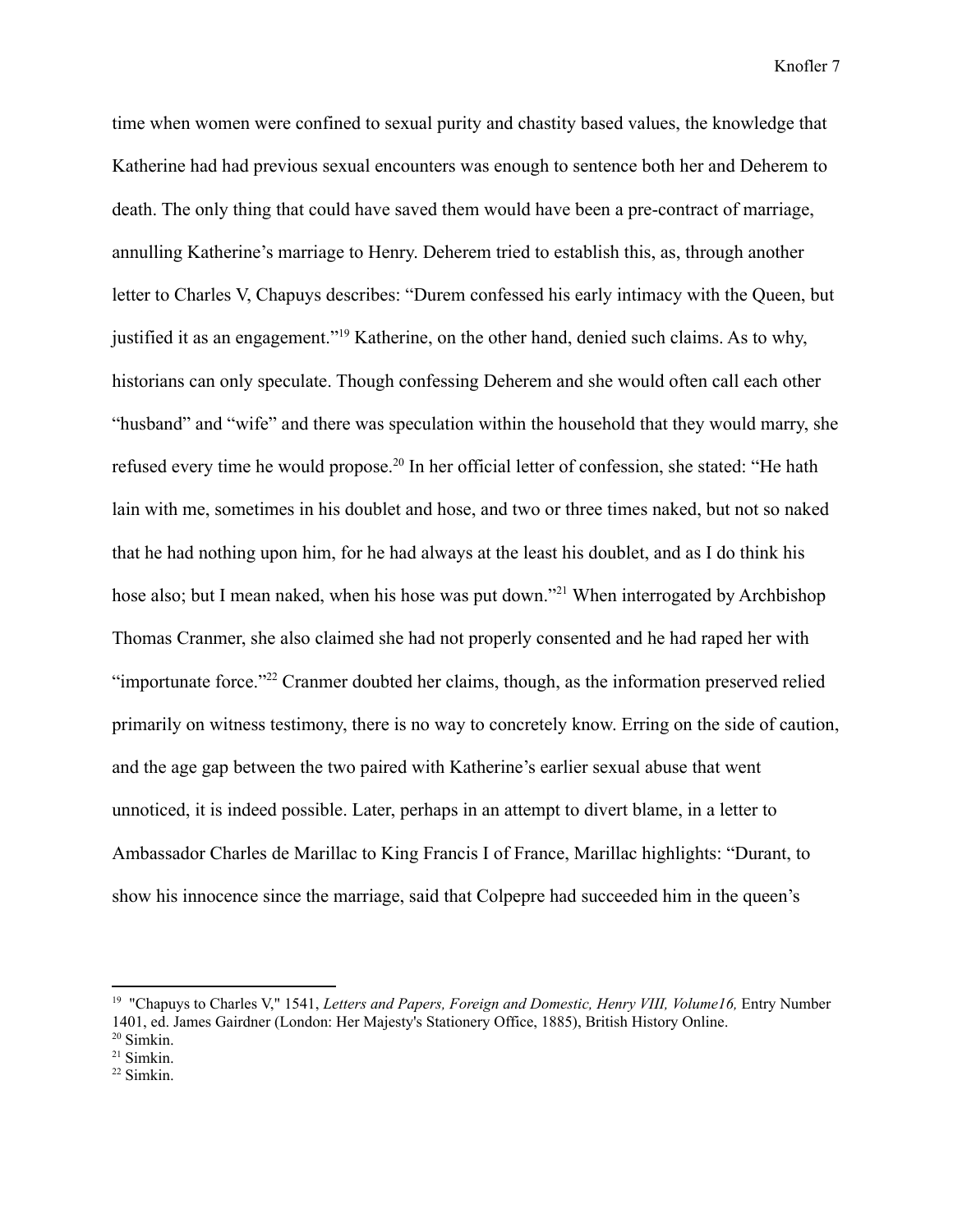time when women were confined to sexual purity and chastity based values, the knowledge that Katherine had had previous sexual encounters was enough to sentence both her and Deherem to death. The only thing that could have saved them would have been a pre-contract of marriage, annulling Katherine's marriage to Henry. Deherem tried to establish this, as, through another letter to Charles V, Chapuys describes: "Durem confessed his early intimacy with the Queen, but justified it as an engagement."[19] Katherine, on the other hand, denied such claims. As to why, historians can only speculate. Though confessing Deherem and she would often call each other "husband" and "wife" and there was speculation within the household that they would marry, she refused every time he would propose.[20] In her official letter of confession, she stated: "He hath lain with me, sometimes in his doublet and hose, and two or three times naked, but not so naked that he had nothing upon him, for he had always at the least his doublet, and as I do think his hose also; but I mean naked, when his hose was put down."[21] When interrogated by Archbishop Thomas Cranmer, she also claimed she had not properly consented and he had raped her with "importunate force."[22] Cranmer doubted her claims, though, as the information preserved relied primarily on witness testimony, there is no way to concretely know. Erring on the side of caution, and the age gap between the two paired with Katherine's earlier sexual abuse that went unnoticed, it is indeed possible. Later, perhaps in an attempt to divert blame, in a letter to Ambassador Charles de Marillac to King Francis I of France, Marillac highlights: "Durant, to show his innocence since the marriage, said that Colpepre had succeeded him in the queen's

---

[19] "Chapuys to Charles V," 1541, *Letters and Papers, Foreign and Domestic, Henry VIII, Volume16,* Entry Number 1401, ed. James Gairdner (London: Her Majesty's Stationery Office, 1885), British History Online.

[20] Simkin.

[21] Simkin.

[22] Simkin.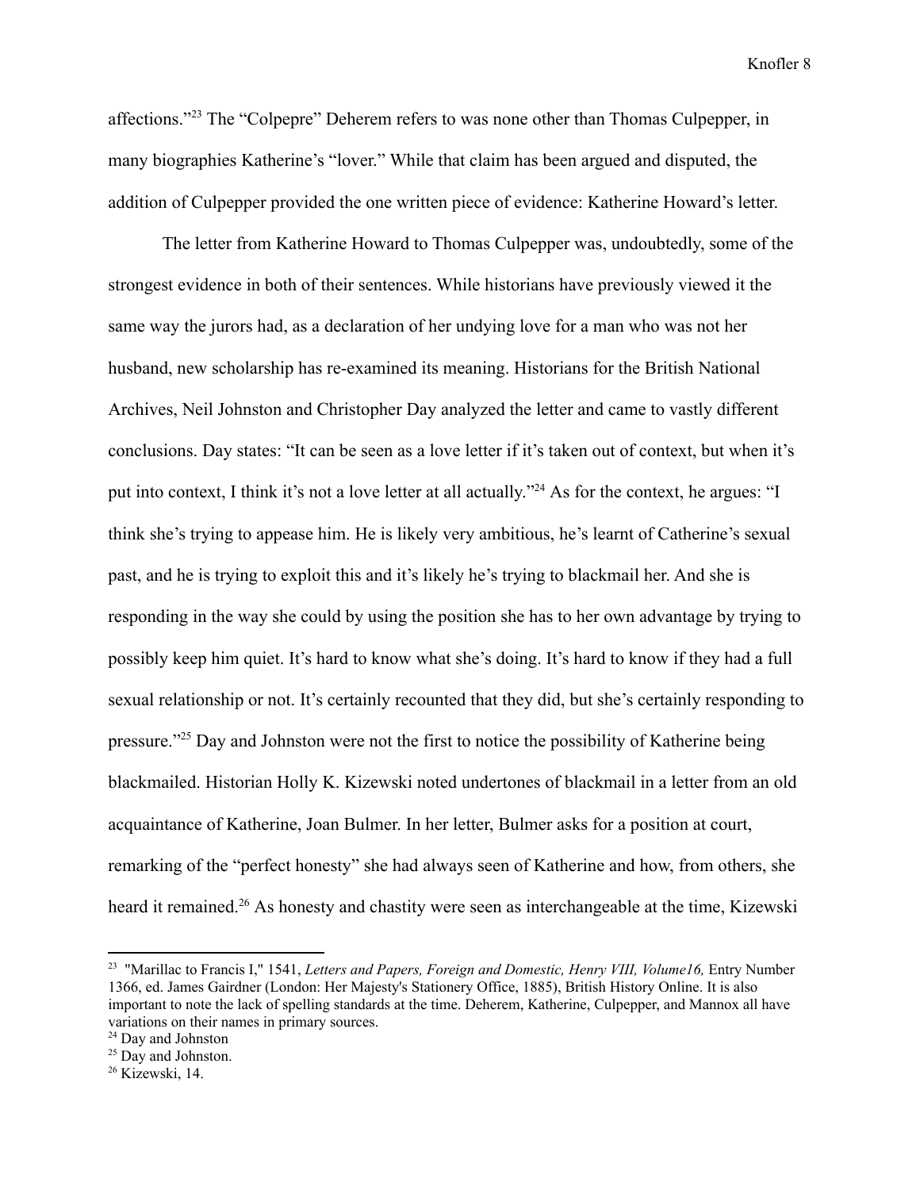affections."[23] The "Colpepre" Deherem refers to was none other than Thomas Culpepper, in many biographies Katherine's "lover." While that claim has been argued and disputed, the addition of Culpepper provided the one written piece of evidence: Katherine Howard's letter.

The letter from Katherine Howard to Thomas Culpepper was, undoubtedly, some of the strongest evidence in both of their sentences. While historians have previously viewed it the same way the jurors had, as a declaration of her undying love for a man who was not her husband, new scholarship has re-examined its meaning. Historians for the British National Archives, Neil Johnston and Christopher Day analyzed the letter and came to vastly different conclusions. Day states: "It can be seen as a love letter if it's taken out of context, but when it's put into context, I think it's not a love letter at all actually."[24] As for the context, he argues: "I think she's trying to appease him. He is likely very ambitious, he's learnt of Catherine's sexual past, and he is trying to exploit this and it's likely he's trying to blackmail her. And she is responding in the way she could by using the position she has to her own advantage by trying to possibly keep him quiet. It's hard to know what she's doing. It's hard to know if they had a full sexual relationship or not. It's certainly recounted that they did, but she's certainly responding to pressure."[25] Day and Johnston were not the first to notice the possibility of Katherine being blackmailed. Historian Holly K. Kizewski noted undertones of blackmail in a letter from an old acquaintance of Katherine, Joan Bulmer. In her letter, Bulmer asks for a position at court, remarking of the "perfect honesty" she had always seen of Katherine and how, from others, she heard it remained.[26] As honesty and chastity were seen as interchangeable at the time, Kizewski

---

[23] "Marillac to Francis I," 1541, *Letters and Papers, Foreign and Domestic, Henry VIII, Volume16,* Entry Number 1366, ed. James Gairdner (London: Her Majesty's Stationery Office, 1885), British History Online. It is also important to note the lack of spelling standards at the time. Deherem, Katherine, Culpepper, and Mannox all have variations on their names in primary sources.

[24] Day and Johnston

[25] Day and Johnston.

[26] Kizewski, 14.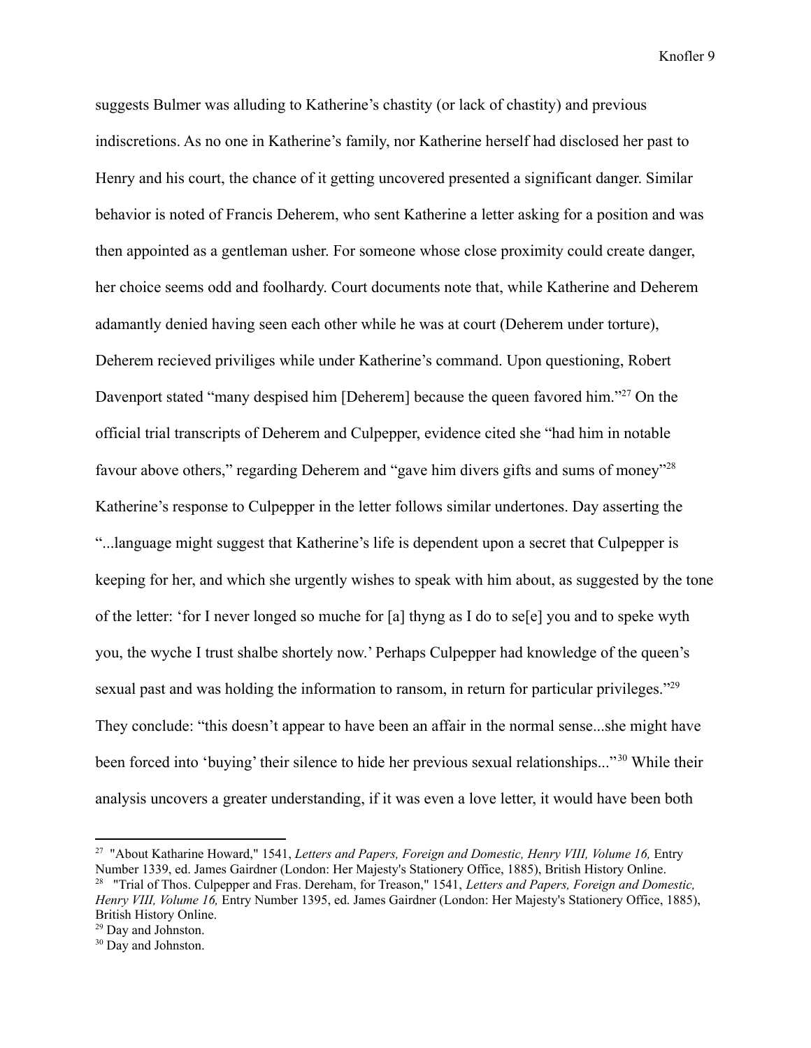suggests Bulmer was alluding to Katherine's chastity (or lack of chastity) and previous indiscretions. As no one in Katherine's family, nor Katherine herself had disclosed her past to Henry and his court, the chance of it getting uncovered presented a significant danger. Similar behavior is noted of Francis Deherem, who sent Katherine a letter asking for a position and was then appointed as a gentleman usher. For someone whose close proximity could create danger, her choice seems odd and foolhardy. Court documents note that, while Katherine and Deherem adamantly denied having seen each other while he was at court (Deherem under torture), Deherem recieved priviliges while under Katherine's command. Upon questioning, Robert Davenport stated "many despised him [Deherem] because the queen favored him."[27] On the official trial transcripts of Deherem and Culpepper, evidence cited she "had him in notable favour above others," regarding Deherem and "gave him divers gifts and sums of money"[28] Katherine's response to Culpepper in the letter follows similar undertones. Day asserting the "...language might suggest that Katherine's life is dependent upon a secret that Culpepper is keeping for her, and which she urgently wishes to speak with him about, as suggested by the tone of the letter: 'for I never longed so muche for [a] thyng as I do to se[e] you and to speke wyth you, the wyche I trust shalbe shortely now.' Perhaps Culpepper had knowledge of the queen's sexual past and was holding the information to ransom, in return for particular privileges."[29] They conclude: "this doesn't appear to have been an affair in the normal sense...she might have been forced into 'buying' their silence to hide her previous sexual relationships..."[30] While their analysis uncovers a greater understanding, if it was even a love letter, it would have been both

---

[27] "About Katharine Howard," 1541, *Letters and Papers, Foreign and Domestic, Henry VIII, Volume 16,* Entry Number 1339, ed. James Gairdner (London: Her Majesty's Stationery Office, 1885), British History Online.

[28] "Trial of Thos. Culpepper and Fras. Dereham, for Treason," 1541, *Letters and Papers, Foreign and Domestic, Henry VIII, Volume 16,* Entry Number 1395, ed. James Gairdner (London: Her Majesty's Stationery Office, 1885), British History Online.

[29] Day and Johnston.

[30] Day and Johnston.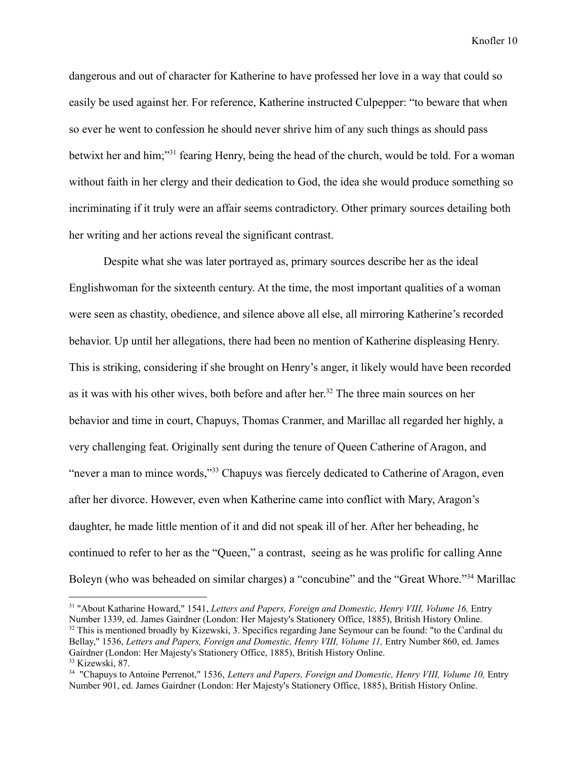dangerous and out of character for Katherine to have professed her love in a way that could so easily be used against her. For reference, Katherine instructed Culpepper: "to beware that when so ever he went to confession he should never shrive him of any such things as should pass betwixt her and him;"[31] fearing Henry, being the head of the church, would be told. For a woman without faith in her clergy and their dedication to God, the idea she would produce something so incriminating if it truly were an affair seems contradictory. Other primary sources detailing both her writing and her actions reveal the significant contrast.

Despite what she was later portrayed as, primary sources describe her as the ideal Englishwoman for the sixteenth century. At the time, the most important qualities of a woman were seen as chastity, obedience, and silence above all else, all mirroring Katherine's recorded behavior. Up until her allegations, there had been no mention of Katherine displeasing Henry. This is striking, considering if she brought on Henry's anger, it likely would have been recorded as it was with his other wives, both before and after her.[32] The three main sources on her behavior and time in court, Chapuys, Thomas Cranmer, and Marillac all regarded her highly, a very challenging feat. Originally sent during the tenure of Queen Catherine of Aragon, and "never a man to mince words,"[33] Chapuys was fiercely dedicated to Catherine of Aragon, even after her divorce. However, even when Katherine came into conflict with Mary, Aragon's daughter, he made little mention of it and did not speak ill of her. After her beheading, he continued to refer to her as the "Queen," a contrast, seeing as he was prolific for calling Anne Boleyn (who was beheaded on similar charges) a "concubine" and the "Great Whore."[34] Marillac

---

[31] "About Katharine Howard," 1541, *Letters and Papers, Foreign and Domestic, Henry VIII, Volume 16,* Entry Number 1339, ed. James Gairdner (London: Her Majesty's Stationery Office, 1885), British History Online.

[32] This is mentioned broadly by Kizewski, 3. Specifics regarding Jane Seymour can be found: "to the Cardinal du Bellay," 1536, *Letters and Papers, Foreign and Domestic, Henry VIII, Volume 11,* Entry Number 860, ed. James Gairdner (London: Her Majesty's Stationery Office, 1885), British History Online.

[33] Kizewski, 87.

[34] "Chapuys to Antoine Perrenot," 1536, *Letters and Papers, Foreign and Domestic, Henry VIII, Volume 10,* Entry Number 901, ed. James Gairdner (London: Her Majesty's Stationery Office, 1885), British History Online.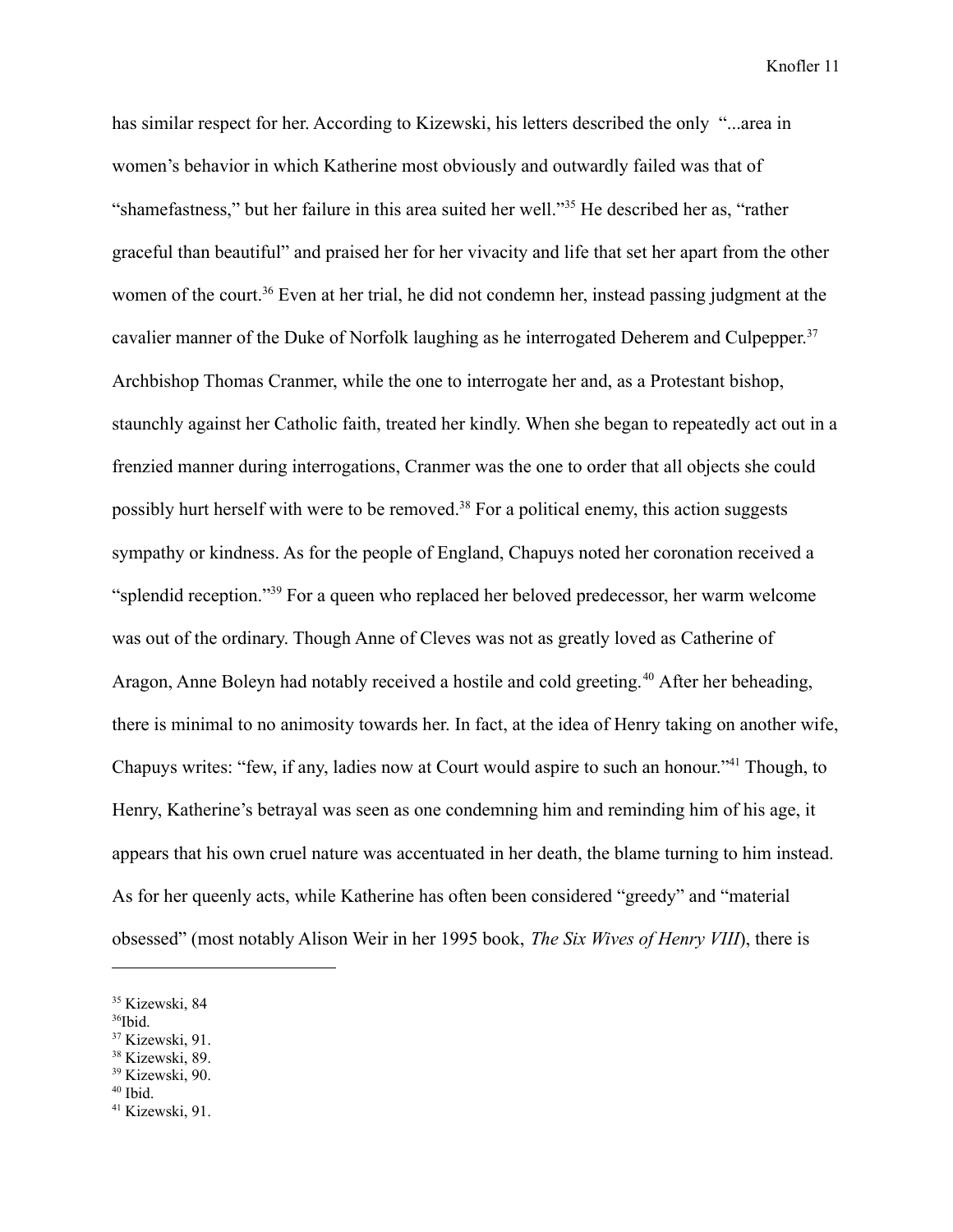has similar respect for her. According to Kizewski, his letters described the only "...area in women's behavior in which Katherine most obviously and outwardly failed was that of "shamefastness," but her failure in this area suited her well."[35] He described her as, "rather graceful than beautiful" and praised her for her vivacity and life that set her apart from the other women of the court.[36] Even at her trial, he did not condemn her, instead passing judgment at the cavalier manner of the Duke of Norfolk laughing as he interrogated Deherem and Culpepper.[37] Archbishop Thomas Cranmer, while the one to interrogate her and, as a Protestant bishop, staunchly against her Catholic faith, treated her kindly. When she began to repeatedly act out in a frenzied manner during interrogations, Cranmer was the one to order that all objects she could possibly hurt herself with were to be removed.[38] For a political enemy, this action suggests sympathy or kindness. As for the people of England, Chapuys noted her coronation received a "splendid reception."[39] For a queen who replaced her beloved predecessor, her warm welcome was out of the ordinary. Though Anne of Cleves was not as greatly loved as Catherine of Aragon, Anne Boleyn had notably received a hostile and cold greeting.[40] After her beheading, there is minimal to no animosity towards her. In fact, at the idea of Henry taking on another wife, Chapuys writes: "few, if any, ladies now at Court would aspire to such an honour."[41] Though, to Henry, Katherine's betrayal was seen as one condemning him and reminding him of his age, it appears that his own cruel nature was accentuated in her death, the blame turning to him instead. As for her queenly acts, while Katherine has often been considered "greedy" and "material obsessed" (most notably Alison Weir in her 1995 book, *The Six Wives of Henry VIII*), there is

---

[35] Kizewski, 84
[36] Ibid.
[37] Kizewski, 91.
[38] Kizewski, 89.
[39] Kizewski, 90.
[40] Ibid.
[41] Kizewski, 91.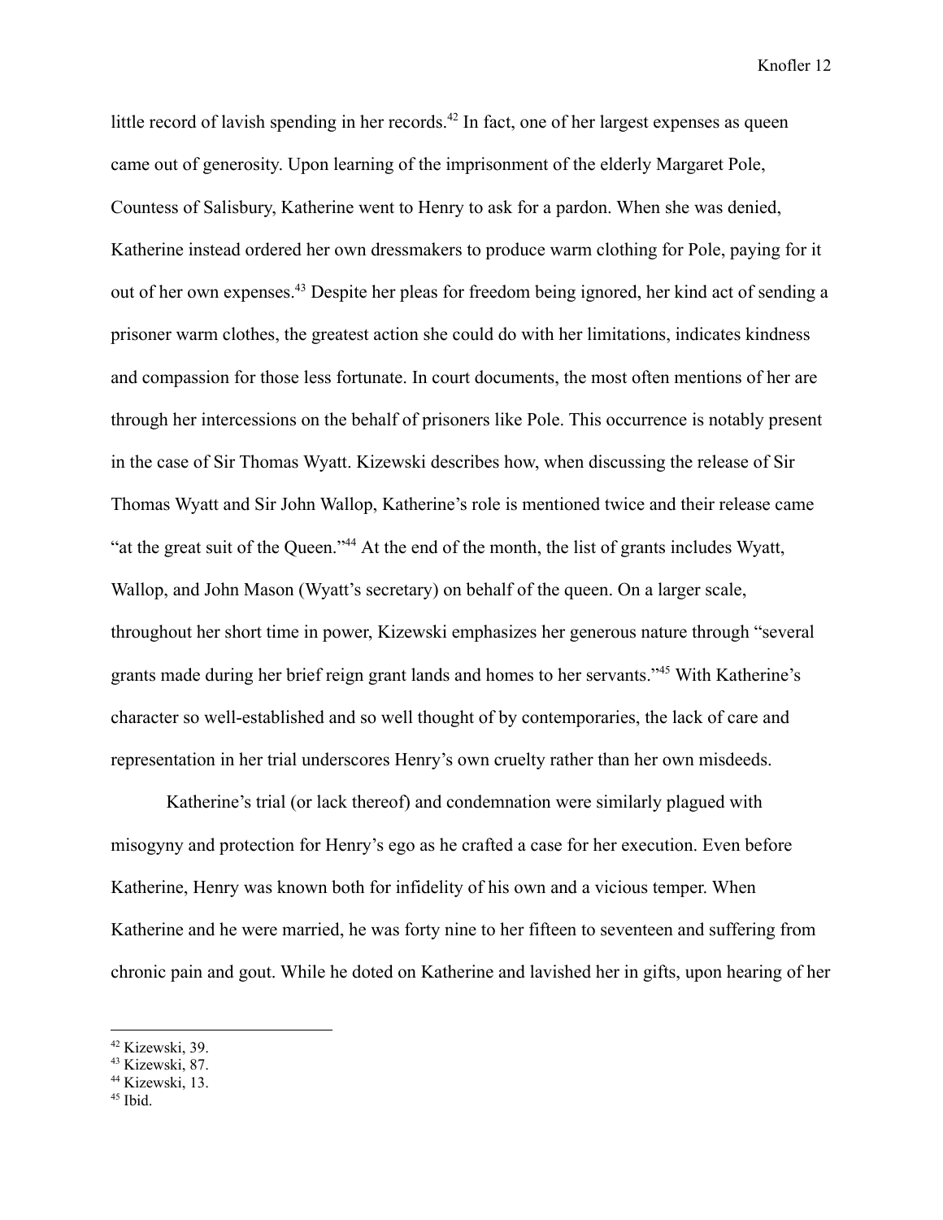little record of lavish spending in her records.[42] In fact, one of her largest expenses as queen came out of generosity. Upon learning of the imprisonment of the elderly Margaret Pole, Countess of Salisbury, Katherine went to Henry to ask for a pardon. When she was denied, Katherine instead ordered her own dressmakers to produce warm clothing for Pole, paying for it out of her own expenses.[43] Despite her pleas for freedom being ignored, her kind act of sending a prisoner warm clothes, the greatest action she could do with her limitations, indicates kindness and compassion for those less fortunate. In court documents, the most often mentions of her are through her intercessions on the behalf of prisoners like Pole. This occurrence is notably present in the case of Sir Thomas Wyatt. Kizewski describes how, when discussing the release of Sir Thomas Wyatt and Sir John Wallop, Katherine's role is mentioned twice and their release came "at the great suit of the Queen."[44] At the end of the month, the list of grants includes Wyatt, Wallop, and John Mason (Wyatt's secretary) on behalf of the queen. On a larger scale, throughout her short time in power, Kizewski emphasizes her generous nature through "several grants made during her brief reign grant lands and homes to her servants."[45] With Katherine's character so well-established and so well thought of by contemporaries, the lack of care and representation in her trial underscores Henry's own cruelty rather than her own misdeeds.

Katherine's trial (or lack thereof) and condemnation were similarly plagued with misogyny and protection for Henry's ego as he crafted a case for her execution. Even before Katherine, Henry was known both for infidelity of his own and a vicious temper. When Katherine and he were married, he was forty nine to her fifteen to seventeen and suffering from chronic pain and gout. While he doted on Katherine and lavished her in gifts, upon hearing of her

---

[42] Kizewski, 39.

[43] Kizewski, 87.

[44] Kizewski, 13.

[45] Ibid.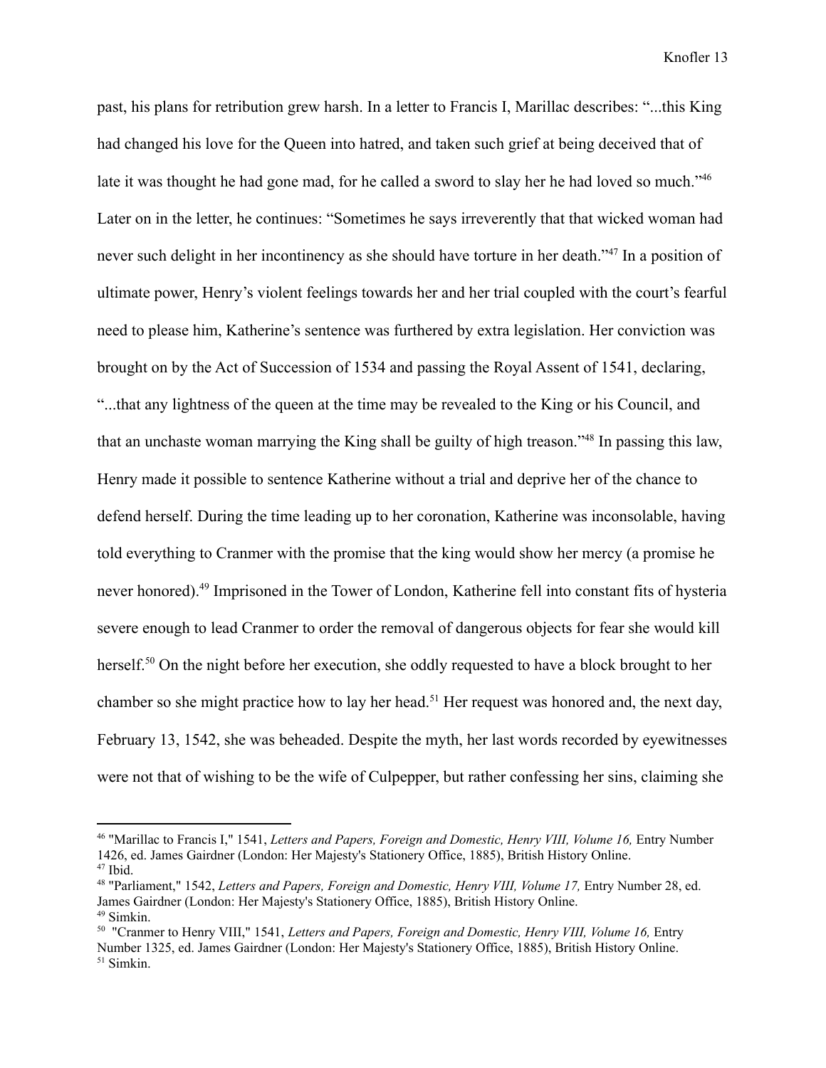past, his plans for retribution grew harsh. In a letter to Francis I, Marillac describes: "...this King had changed his love for the Queen into hatred, and taken such grief at being deceived that of late it was thought he had gone mad, for he called a sword to slay her he had loved so much."[46] Later on in the letter, he continues: "Sometimes he says irreverently that that wicked woman had never such delight in her incontinency as she should have torture in her death."[47] In a position of ultimate power, Henry's violent feelings towards her and her trial coupled with the court's fearful need to please him, Katherine's sentence was furthered by extra legislation. Her conviction was brought on by the Act of Succession of 1534 and passing the Royal Assent of 1541, declaring, "...that any lightness of the queen at the time may be revealed to the King or his Council, and that an unchaste woman marrying the King shall be guilty of high treason."[48] In passing this law, Henry made it possible to sentence Katherine without a trial and deprive her of the chance to defend herself. During the time leading up to her coronation, Katherine was inconsolable, having told everything to Cranmer with the promise that the king would show her mercy (a promise he never honored).[49] Imprisoned in the Tower of London, Katherine fell into constant fits of hysteria severe enough to lead Cranmer to order the removal of dangerous objects for fear she would kill herself.[50] On the night before her execution, she oddly requested to have a block brought to her chamber so she might practice how to lay her head.[51] Her request was honored and, the next day, February 13, 1542, she was beheaded. Despite the myth, her last words recorded by eyewitnesses were not that of wishing to be the wife of Culpepper, but rather confessing her sins, claiming she

---

[46] "Marillac to Francis I," 1541, *Letters and Papers, Foreign and Domestic, Henry VIII, Volume 16,* Entry Number 1426, ed. James Gairdner (London: Her Majesty's Stationery Office, 1885), British History Online.

[47] Ibid.

[48] "Parliament," 1542, *Letters and Papers, Foreign and Domestic, Henry VIII, Volume 17,* Entry Number 28, ed. James Gairdner (London: Her Majesty's Stationery Office, 1885), British History Online.

[49] Simkin.

[50] "Cranmer to Henry VIII," 1541, *Letters and Papers, Foreign and Domestic, Henry VIII, Volume 16,* Entry Number 1325, ed. James Gairdner (London: Her Majesty's Stationery Office, 1885), British History Online.

[51] Simkin.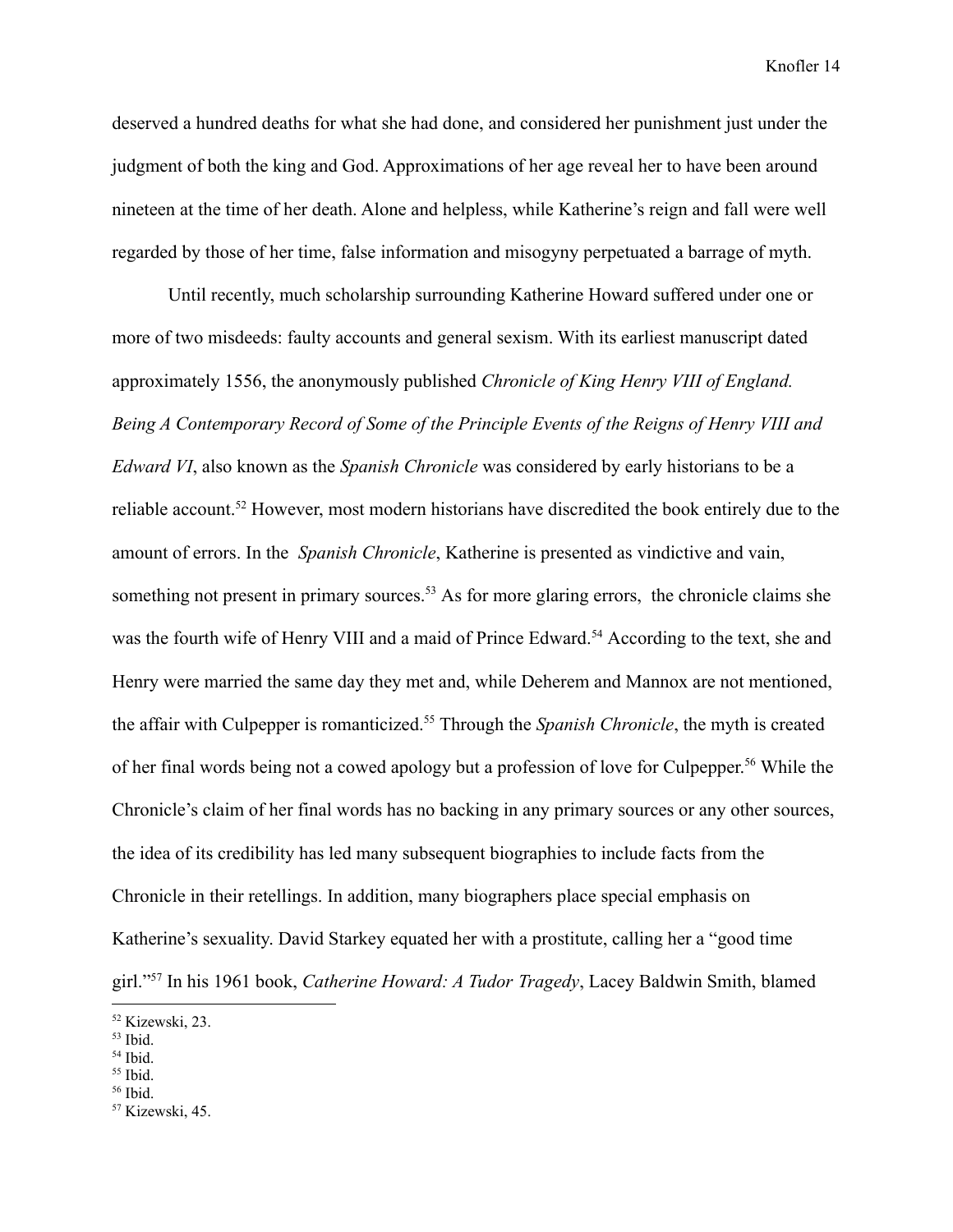deserved a hundred deaths for what she had done, and considered her punishment just under the judgment of both the king and God. Approximations of her age reveal her to have been around nineteen at the time of her death. Alone and helpless, while Katherine's reign and fall were well regarded by those of her time, false information and misogyny perpetuated a barrage of myth.

Until recently, much scholarship surrounding Katherine Howard suffered under one or more of two misdeeds: faulty accounts and general sexism. With its earliest manuscript dated approximately 1556, the anonymously published *Chronicle of King Henry VIII of England. Being A Contemporary Record of Some of the Principle Events of the Reigns of Henry VIII and Edward VI*, also known as the *Spanish Chronicle* was considered by early historians to be a reliable account.[52] However, most modern historians have discredited the book entirely due to the amount of errors. In the *Spanish Chronicle*, Katherine is presented as vindictive and vain, something not present in primary sources.[53] As for more glaring errors, the chronicle claims she was the fourth wife of Henry VIII and a maid of Prince Edward.[54] According to the text, she and Henry were married the same day they met and, while Deherem and Mannox are not mentioned, the affair with Culpepper is romanticized.[55] Through the *Spanish Chronicle*, the myth is created of her final words being not a cowed apology but a profession of love for Culpepper.[56] While the Chronicle's claim of her final words has no backing in any primary sources or any other sources, the idea of its credibility has led many subsequent biographies to include facts from the Chronicle in their retellings. In addition, many biographers place special emphasis on Katherine's sexuality. David Starkey equated her with a prostitute, calling her a "good time girl."[57] In his 1961 book, *Catherine Howard: A Tudor Tragedy*, Lacey Baldwin Smith, blamed

---

[52] Kizewski, 23.
[53] Ibid.
[54] Ibid.
[55] Ibid.
[56] Ibid.
[57] Kizewski, 45.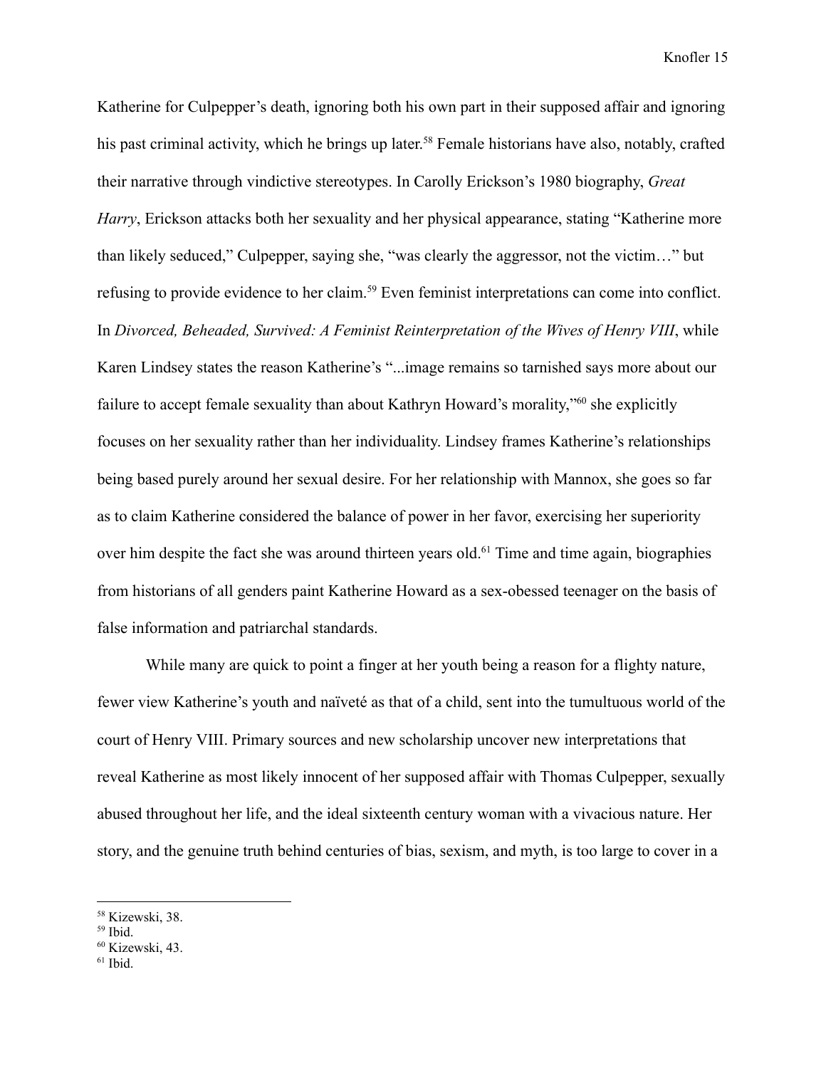Katherine for Culpepper's death, ignoring both his own part in their supposed affair and ignoring his past criminal activity, which he brings up later.[58] Female historians have also, notably, crafted their narrative through vindictive stereotypes. In Carolly Erickson's 1980 biography, *Great Harry*, Erickson attacks both her sexuality and her physical appearance, stating "Katherine more than likely seduced," Culpepper, saying she, "was clearly the aggressor, not the victim…" but refusing to provide evidence to her claim.[59] Even feminist interpretations can come into conflict. In *Divorced, Beheaded, Survived: A Feminist Reinterpretation of the Wives of Henry VIII*, while Karen Lindsey states the reason Katherine's "...image remains so tarnished says more about our failure to accept female sexuality than about Kathryn Howard's morality,"[60] she explicitly focuses on her sexuality rather than her individuality. Lindsey frames Katherine's relationships being based purely around her sexual desire. For her relationship with Mannox, she goes so far as to claim Katherine considered the balance of power in her favor, exercising her superiority over him despite the fact she was around thirteen years old.[61] Time and time again, biographies from historians of all genders paint Katherine Howard as a sex-obessed teenager on the basis of false information and patriarchal standards.

While many are quick to point a finger at her youth being a reason for a flighty nature, fewer view Katherine's youth and naïveté as that of a child, sent into the tumultuous world of the court of Henry VIII. Primary sources and new scholarship uncover new interpretations that reveal Katherine as most likely innocent of her supposed affair with Thomas Culpepper, sexually abused throughout her life, and the ideal sixteenth century woman with a vivacious nature. Her story, and the genuine truth behind centuries of bias, sexism, and myth, is too large to cover in a

[58] Kizewski, 38.

[59] Ibid.

[60] Kizewski, 43.

[61] Ibid.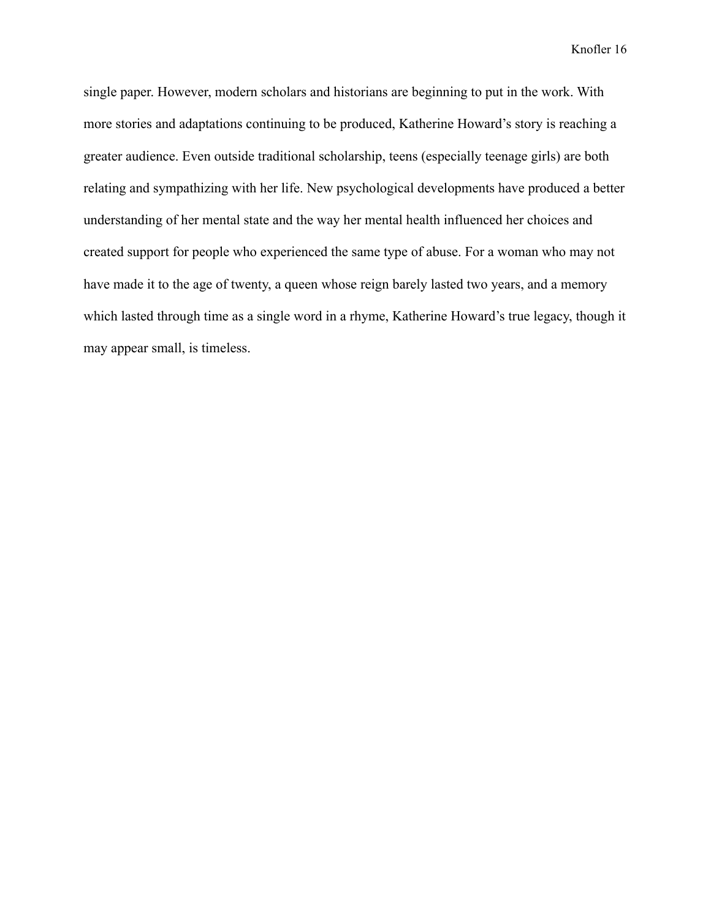single paper. However, modern scholars and historians are beginning to put in the work. With more stories and adaptations continuing to be produced, Katherine Howard's story is reaching a greater audience. Even outside traditional scholarship, teens (especially teenage girls) are both relating and sympathizing with her life. New psychological developments have produced a better understanding of her mental state and the way her mental health influenced her choices and created support for people who experienced the same type of abuse. For a woman who may not have made it to the age of twenty, a queen whose reign barely lasted two years, and a memory which lasted through time as a single word in a rhyme, Katherine Howard's true legacy, though it may appear small, is timeless.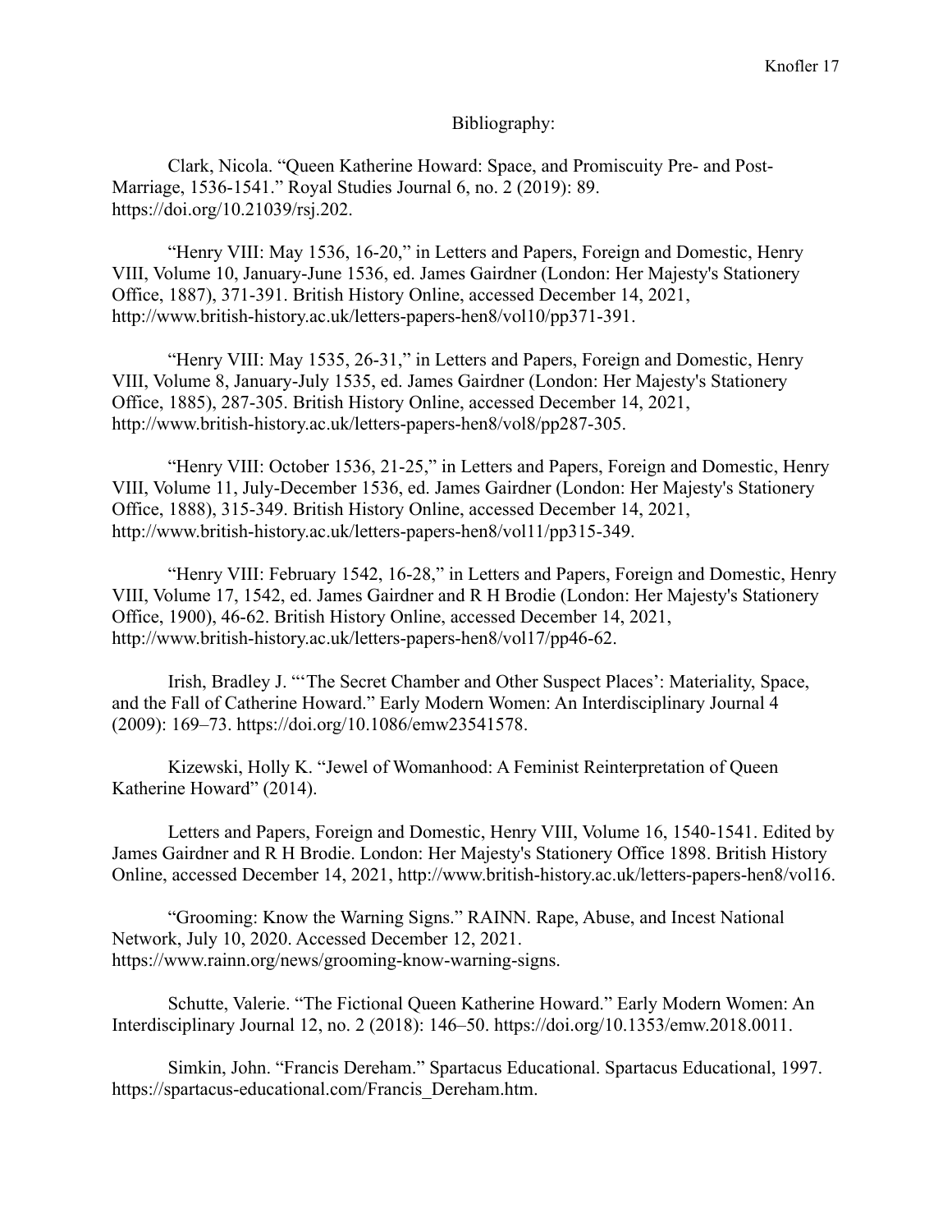Bibliography:

Clark, Nicola. "Queen Katherine Howard: Space, and Promiscuity Pre- and Post-Marriage, 1536-1541." Royal Studies Journal 6, no. 2 (2019): 89. https://doi.org/10.21039/rsj.202.

"Henry VIII: May 1536, 16-20," in Letters and Papers, Foreign and Domestic, Henry VIII, Volume 10, January-June 1536, ed. James Gairdner (London: Her Majesty's Stationery Office, 1887), 371-391. British History Online, accessed December 14, 2021, http://www.british-history.ac.uk/letters-papers-hen8/vol10/pp371-391.

"Henry VIII: May 1535, 26-31," in Letters and Papers, Foreign and Domestic, Henry VIII, Volume 8, January-July 1535, ed. James Gairdner (London: Her Majesty's Stationery Office, 1885), 287-305. British History Online, accessed December 14, 2021, http://www.british-history.ac.uk/letters-papers-hen8/vol8/pp287-305.

"Henry VIII: October 1536, 21-25," in Letters and Papers, Foreign and Domestic, Henry VIII, Volume 11, July-December 1536, ed. James Gairdner (London: Her Majesty's Stationery Office, 1888), 315-349. British History Online, accessed December 14, 2021, http://www.british-history.ac.uk/letters-papers-hen8/vol11/pp315-349.

"Henry VIII: February 1542, 16-28," in Letters and Papers, Foreign and Domestic, Henry VIII, Volume 17, 1542, ed. James Gairdner and R H Brodie (London: Her Majesty's Stationery Office, 1900), 46-62. British History Online, accessed December 14, 2021, http://www.british-history.ac.uk/letters-papers-hen8/vol17/pp46-62.

Irish, Bradley J. "'The Secret Chamber and Other Suspect Places': Materiality, Space, and the Fall of Catherine Howard." Early Modern Women: An Interdisciplinary Journal 4 (2009): 169–73. https://doi.org/10.1086/emw23541578.

Kizewski, Holly K. "Jewel of Womanhood: A Feminist Reinterpretation of Queen Katherine Howard" (2014).

Letters and Papers, Foreign and Domestic, Henry VIII, Volume 16, 1540-1541. Edited by James Gairdner and R H Brodie. London: Her Majesty's Stationery Office 1898. British History Online, accessed December 14, 2021, http://www.british-history.ac.uk/letters-papers-hen8/vol16.

"Grooming: Know the Warning Signs." RAINN. Rape, Abuse, and Incest National Network, July 10, 2020. Accessed December 12, 2021. https://www.rainn.org/news/grooming-know-warning-signs.

Schutte, Valerie. "The Fictional Queen Katherine Howard." Early Modern Women: An Interdisciplinary Journal 12, no. 2 (2018): 146–50. https://doi.org/10.1353/emw.2018.0011.

Simkin, John. "Francis Dereham." Spartacus Educational. Spartacus Educational, 1997. https://spartacus-educational.com/Francis_Dereham.htm.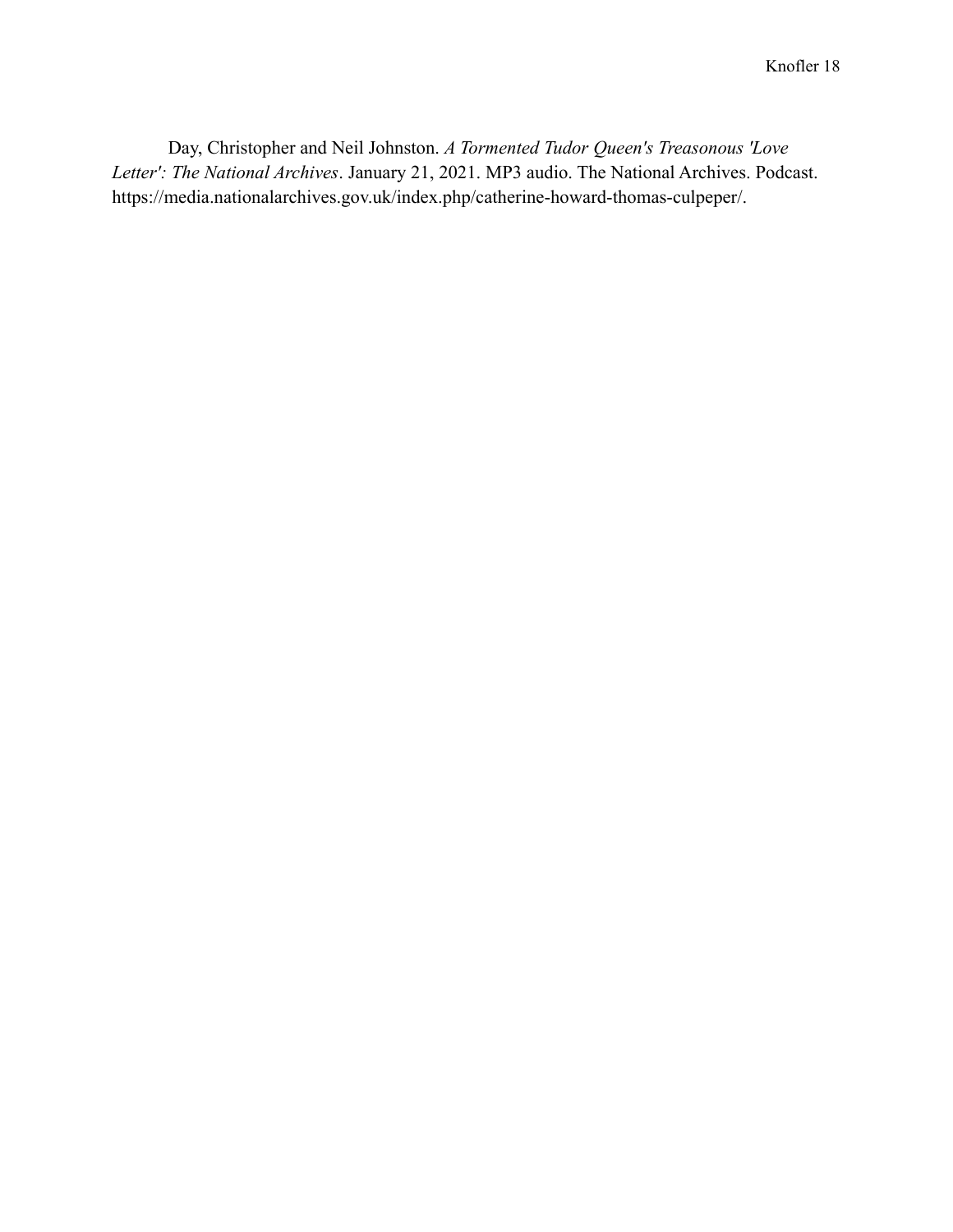Day, Christopher and Neil Johnston. *A Tormented Tudor Queen's Treasonous 'Love Letter': The National Archives*. January 21, 2021. MP3 audio. The National Archives. Podcast. https://media.nationalarchives.gov.uk/index.php/catherine-howard-thomas-culpeper/.